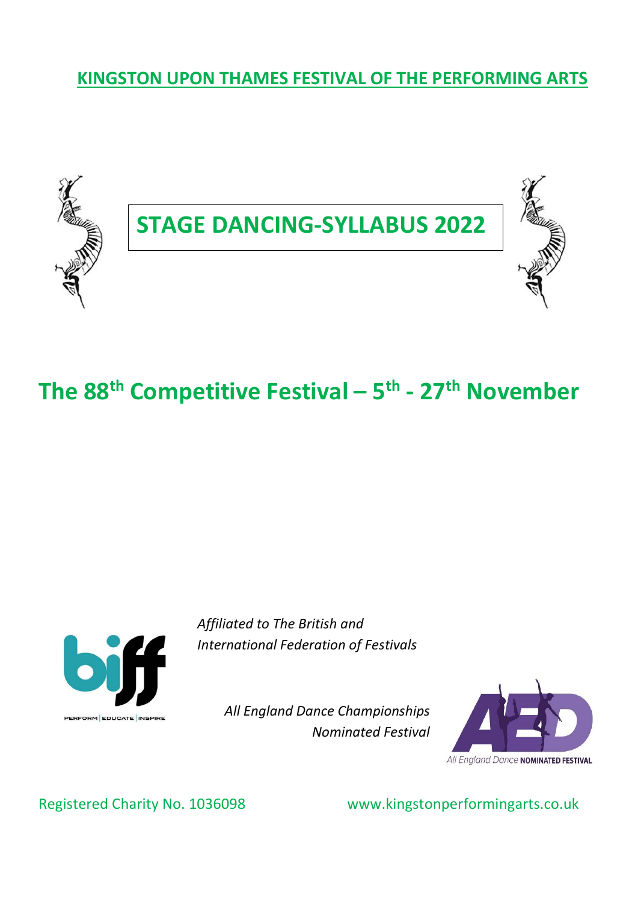# KINGSTON UPON THAMES FESTIVAL OF THE PERFORMING ARTS

## STAGE DANCING-SYLLABUS 2022

## The 88th Competitive Festival – 5th - 27th November

*Affiliated to The British and International Federation of Festivals*

*All England Dance Championships Nominated Festival*

Registered Charity No. 1036098

www.kingstonperformingarts.co.uk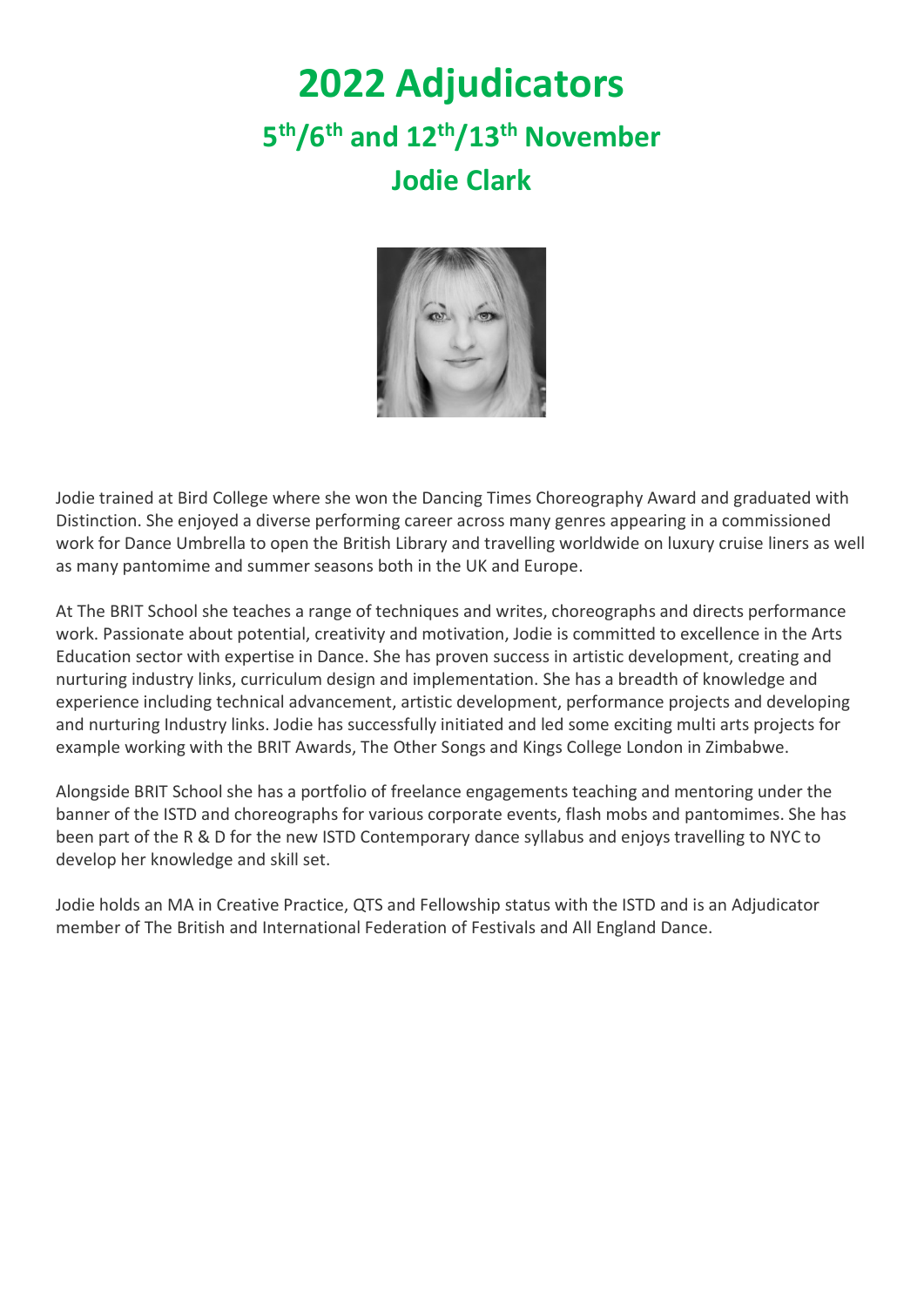# 2022 Adjudicators

## 5th/6th and 12th/13th November

## Jodie Clark

Jodie trained at Bird College where she won the Dancing Times Choreography Award and graduated with Distinction. She enjoyed a diverse performing career across many genres appearing in a commissioned work for Dance Umbrella to open the British Library and travelling worldwide on luxury cruise liners as well as many pantomime and summer seasons both in the UK and Europe.

At The BRIT School she teaches a range of techniques and writes, choreographs and directs performance work. Passionate about potential, creativity and motivation, Jodie is committed to excellence in the Arts Education sector with expertise in Dance. She has proven success in artistic development, creating and nurturing industry links, curriculum design and implementation. She has a breadth of knowledge and experience including technical advancement, artistic development, performance projects and developing and nurturing Industry links. Jodie has successfully initiated and led some exciting multi arts projects for example working with the BRIT Awards, The Other Songs and Kings College London in Zimbabwe.

Alongside BRIT School she has a portfolio of freelance engagements teaching and mentoring under the banner of the ISTD and choreographs for various corporate events, flash mobs and pantomimes. She has been part of the R & D for the new ISTD Contemporary dance syllabus and enjoys travelling to NYC to develop her knowledge and skill set.

Jodie holds an MA in Creative Practice, QTS and Fellowship status with the ISTD and is an Adjudicator member of The British and International Federation of Festivals and All England Dance.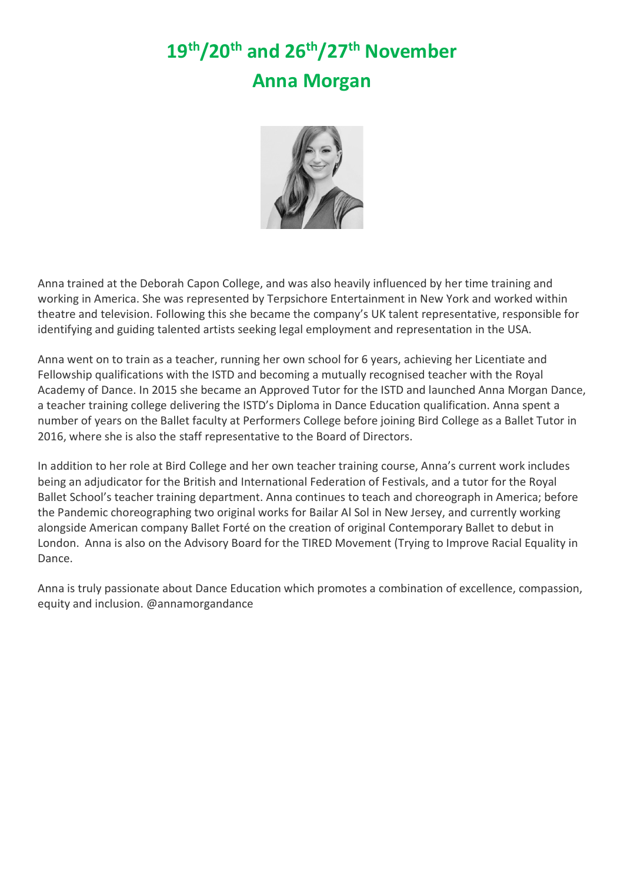# 19th/20th and 26th/27th November

# Anna Morgan

Anna trained at the Deborah Capon College, and was also heavily influenced by her time training and working in America. She was represented by Terpsichore Entertainment in New York and worked within theatre and television. Following this she became the company's UK talent representative, responsible for identifying and guiding talented artists seeking legal employment and representation in the USA.

Anna went on to train as a teacher, running her own school for 6 years, achieving her Licentiate and Fellowship qualifications with the ISTD and becoming a mutually recognised teacher with the Royal Academy of Dance. In 2015 she became an Approved Tutor for the ISTD and launched Anna Morgan Dance, a teacher training college delivering the ISTD's Diploma in Dance Education qualification. Anna spent a number of years on the Ballet faculty at Performers College before joining Bird College as a Ballet Tutor in 2016, where she is also the staff representative to the Board of Directors.

In addition to her role at Bird College and her own teacher training course, Anna's current work includes being an adjudicator for the British and International Federation of Festivals, and a tutor for the Royal Ballet School's teacher training department. Anna continues to teach and choreograph in America; before the Pandemic choreographing two original works for Bailar Al Sol in New Jersey, and currently working alongside American company Ballet Forté on the creation of original Contemporary Ballet to debut in London. Anna is also on the Advisory Board for the TIRED Movement (Trying to Improve Racial Equality in Dance.

Anna is truly passionate about Dance Education which promotes a combination of excellence, compassion, equity and inclusion. @annamorgandance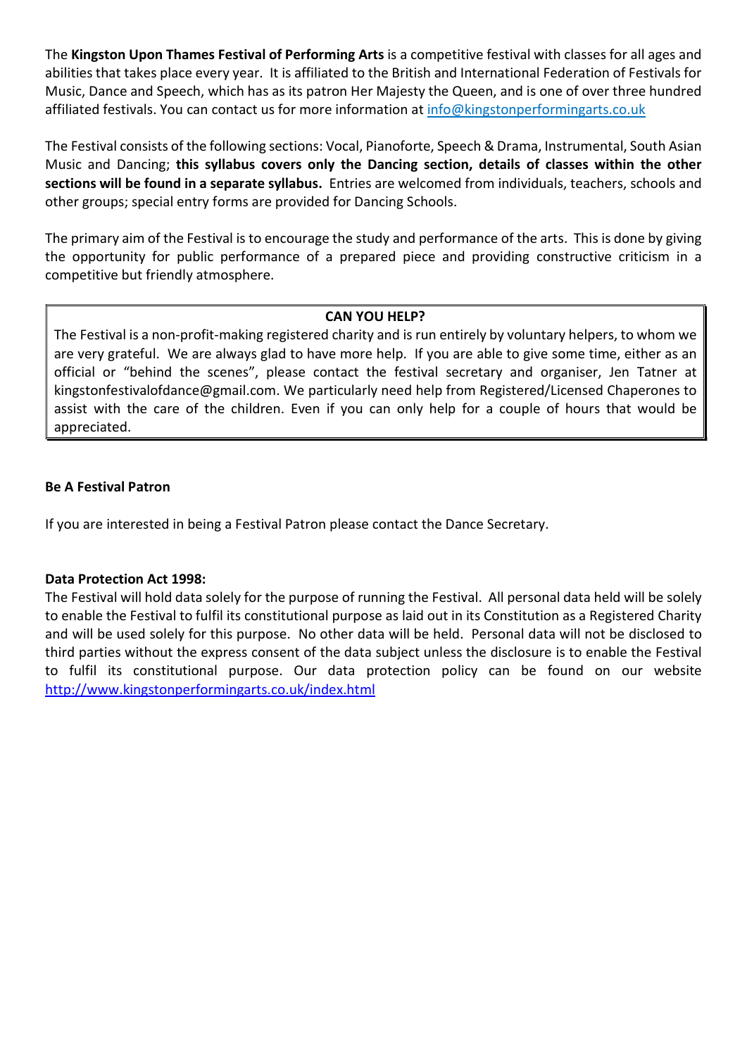The **Kingston Upon Thames Festival of Performing Arts** is a competitive festival with classes for all ages and abilities that takes place every year. It is affiliated to the British and International Federation of Festivals for Music, Dance and Speech, which has as its patron Her Majesty the Queen, and is one of over three hundred affiliated festivals. You can contact us for more information at info@kingstonperformingarts.co.uk

The Festival consists of the following sections: Vocal, Pianoforte, Speech & Drama, Instrumental, South Asian Music and Dancing; **this syllabus covers only the Dancing section, details of classes within the other sections will be found in a separate syllabus.** Entries are welcomed from individuals, teachers, schools and other groups; special entry forms are provided for Dancing Schools.

The primary aim of the Festival is to encourage the study and performance of the arts. This is done by giving the opportunity for public performance of a prepared piece and providing constructive criticism in a competitive but friendly atmosphere.

**CAN YOU HELP?**

The Festival is a non-profit-making registered charity and is run entirely by voluntary helpers, to whom we are very grateful. We are always glad to have more help. If you are able to give some time, either as an official or "behind the scenes", please contact the festival secretary and organiser, Jen Tatner at kingstonfestivalofdance@gmail.com. We particularly need help from Registered/Licensed Chaperones to assist with the care of the children. Even if you can only help for a couple of hours that would be appreciated.

**Be A Festival Patron**

If you are interested in being a Festival Patron please contact the Dance Secretary.

**Data Protection Act 1998:**

The Festival will hold data solely for the purpose of running the Festival. All personal data held will be solely to enable the Festival to fulfil its constitutional purpose as laid out in its Constitution as a Registered Charity and will be used solely for this purpose. No other data will be held. Personal data will not be disclosed to third parties without the express consent of the data subject unless the disclosure is to enable the Festival to fulfil its constitutional purpose. Our data protection policy can be found on our website http://www.kingstonperformingarts.co.uk/index.html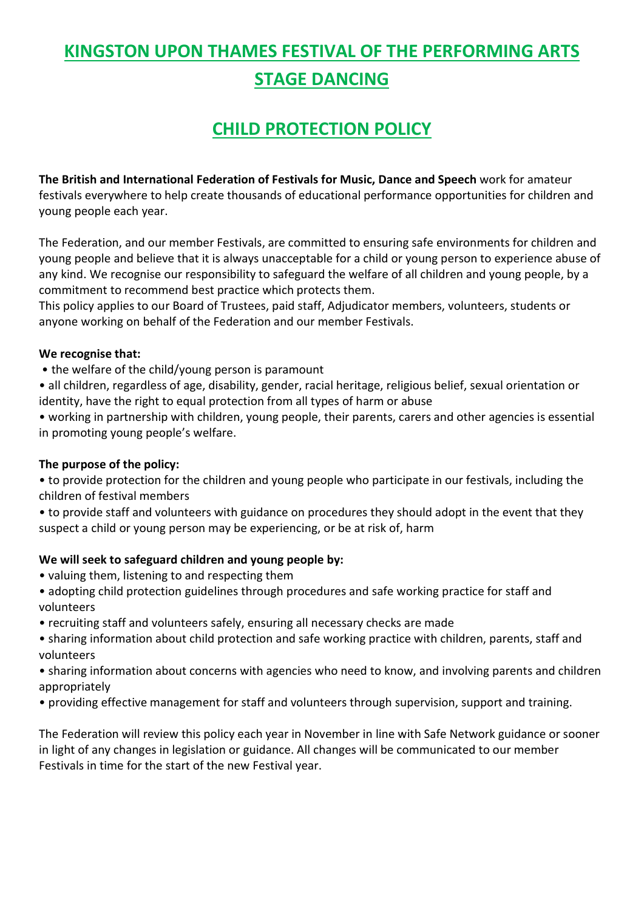# KINGSTON UPON THAMES FESTIVAL OF THE PERFORMING ARTS STAGE DANCING

## CHILD PROTECTION POLICY

**The British and International Federation of Festivals for Music, Dance and Speech** work for amateur festivals everywhere to help create thousands of educational performance opportunities for children and young people each year.

The Federation, and our member Festivals, are committed to ensuring safe environments for children and young people and believe that it is always unacceptable for a child or young person to experience abuse of any kind. We recognise our responsibility to safeguard the welfare of all children and young people, by a commitment to recommend best practice which protects them.
This policy applies to our Board of Trustees, paid staff, Adjudicator members, volunteers, students or anyone working on behalf of the Federation and our member Festivals.

**We recognise that:**

- the welfare of the child/young person is paramount
- all children, regardless of age, disability, gender, racial heritage, religious belief, sexual orientation or identity, have the right to equal protection from all types of harm or abuse
- working in partnership with children, young people, their parents, carers and other agencies is essential in promoting young people's welfare.

**The purpose of the policy:**

- to provide protection for the children and young people who participate in our festivals, including the children of festival members
- to provide staff and volunteers with guidance on procedures they should adopt in the event that they suspect a child or young person may be experiencing, or be at risk of, harm

**We will seek to safeguard children and young people by:**

- valuing them, listening to and respecting them
- adopting child protection guidelines through procedures and safe working practice for staff and volunteers
- recruiting staff and volunteers safely, ensuring all necessary checks are made
- sharing information about child protection and safe working practice with children, parents, staff and volunteers
- sharing information about concerns with agencies who need to know, and involving parents and children appropriately
- providing effective management for staff and volunteers through supervision, support and training.

The Federation will review this policy each year in November in line with Safe Network guidance or sooner in light of any changes in legislation or guidance. All changes will be communicated to our member Festivals in time for the start of the new Festival year.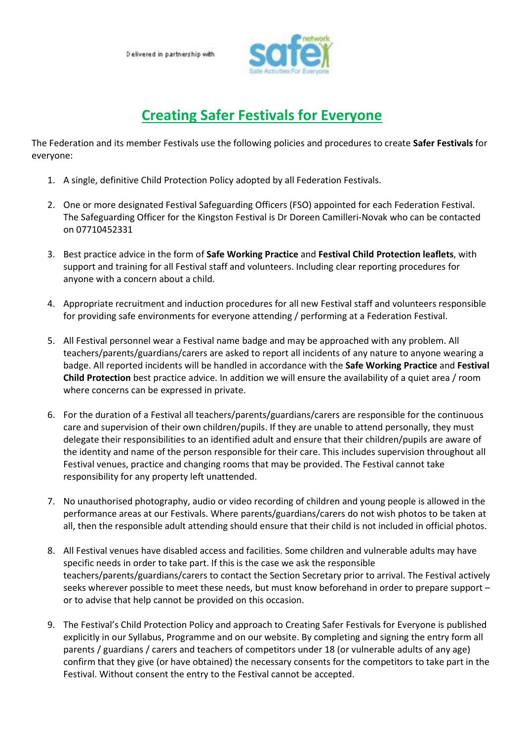Delivered in partnership with

## Creating Safer Festivals for Everyone

The Federation and its member Festivals use the following policies and procedures to create **Safer Festivals** for everyone:

1. A single, definitive Child Protection Policy adopted by all Federation Festivals.

2. One or more designated Festival Safeguarding Officers (FSO) appointed for each Federation Festival. The Safeguarding Officer for the Kingston Festival is Dr Doreen Camilleri-Novak who can be contacted on 07710452331

3. Best practice advice in the form of **Safe Working Practice** and **Festival Child Protection leaflets**, with support and training for all Festival staff and volunteers. Including clear reporting procedures for anyone with a concern about a child.

4. Appropriate recruitment and induction procedures for all new Festival staff and volunteers responsible for providing safe environments for everyone attending / performing at a Federation Festival.

5. All Festival personnel wear a Festival name badge and may be approached with any problem. All teachers/parents/guardians/carers are asked to report all incidents of any nature to anyone wearing a badge. All reported incidents will be handled in accordance with the **Safe Working Practice** and **Festival Child Protection** best practice advice. In addition we will ensure the availability of a quiet area / room where concerns can be expressed in private.

6. For the duration of a Festival all teachers/parents/guardians/carers are responsible for the continuous care and supervision of their own children/pupils. If they are unable to attend personally, they must delegate their responsibilities to an identified adult and ensure that their children/pupils are aware of the identity and name of the person responsible for their care. This includes supervision throughout all Festival venues, practice and changing rooms that may be provided. The Festival cannot take responsibility for any property left unattended.

7. No unauthorised photography, audio or video recording of children and young people is allowed in the performance areas at our Festivals. Where parents/guardians/carers do not wish photos to be taken at all, then the responsible adult attending should ensure that their child is not included in official photos.

8. All Festival venues have disabled access and facilities. Some children and vulnerable adults may have specific needs in order to take part. If this is the case we ask the responsible teachers/parents/guardians/carers to contact the Section Secretary prior to arrival. The Festival actively seeks wherever possible to meet these needs, but must know beforehand in order to prepare support – or to advise that help cannot be provided on this occasion.

9. The Festival's Child Protection Policy and approach to Creating Safer Festivals for Everyone is published explicitly in our Syllabus, Programme and on our website. By completing and signing the entry form all parents / guardians / carers and teachers of competitors under 18 (or vulnerable adults of any age) confirm that they give (or have obtained) the necessary consents for the competitors to take part in the Festival. Without consent the entry to the Festival cannot be accepted.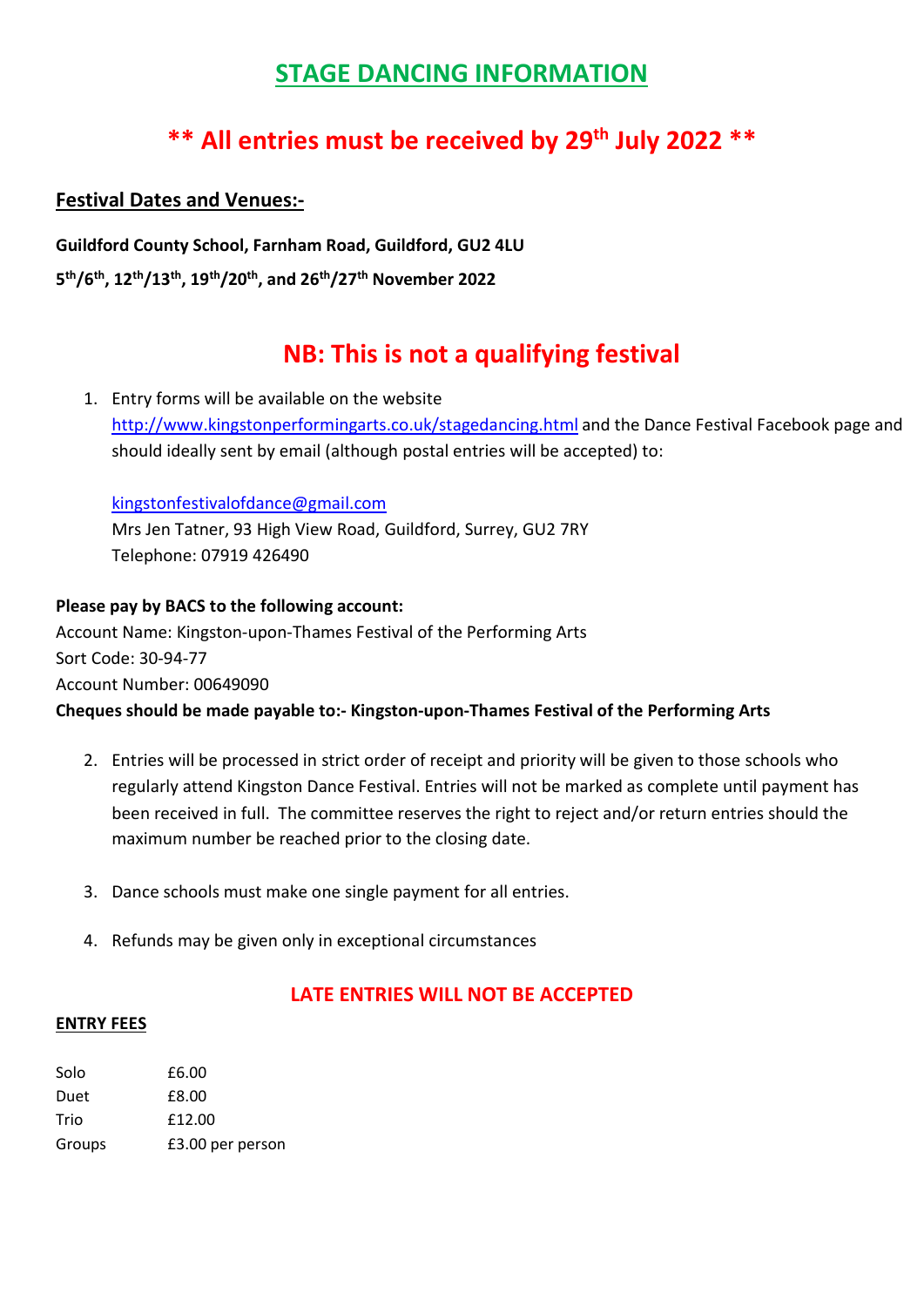# STAGE DANCING INFORMATION

## ** All entries must be received by 29th July 2022 **

**Festival Dates and Venues:-**

**Guildford County School, Farnham Road, Guildford, GU2 4LU**

**5th/6th, 12th/13th, 19th/20th, and 26th/27th November 2022**

## NB: This is not a qualifying festival

1. Entry forms will be available on the website http://www.kingstonperformingarts.co.uk/stagedancing.html and the Dance Festival Facebook page and should ideally sent by email (although postal entries will be accepted) to:

   kingstonfestivalofdance@gmail.com
   Mrs Jen Tatner, 93 High View Road, Guildford, Surrey, GU2 7RY
   Telephone: 07919 426490

**Please pay by BACS to the following account:**
Account Name: Kingston-upon-Thames Festival of the Performing Arts
Sort Code: 30-94-77
Account Number: 00649090
**Cheques should be made payable to:- Kingston-upon-Thames Festival of the Performing Arts**

2. Entries will be processed in strict order of receipt and priority will be given to those schools who regularly attend Kingston Dance Festival. Entries will not be marked as complete until payment has been received in full. The committee reserves the right to reject and/or return entries should the maximum number be reached prior to the closing date.

3. Dance schools must make one single payment for all entries.

4. Refunds may be given only in exceptional circumstances

**LATE ENTRIES WILL NOT BE ACCEPTED**

**ENTRY FEES**

| | |
|---|---|
| Solo | £6.00 |
| Duet | £8.00 |
| Trio | £12.00 |
| Groups | £3.00 per person |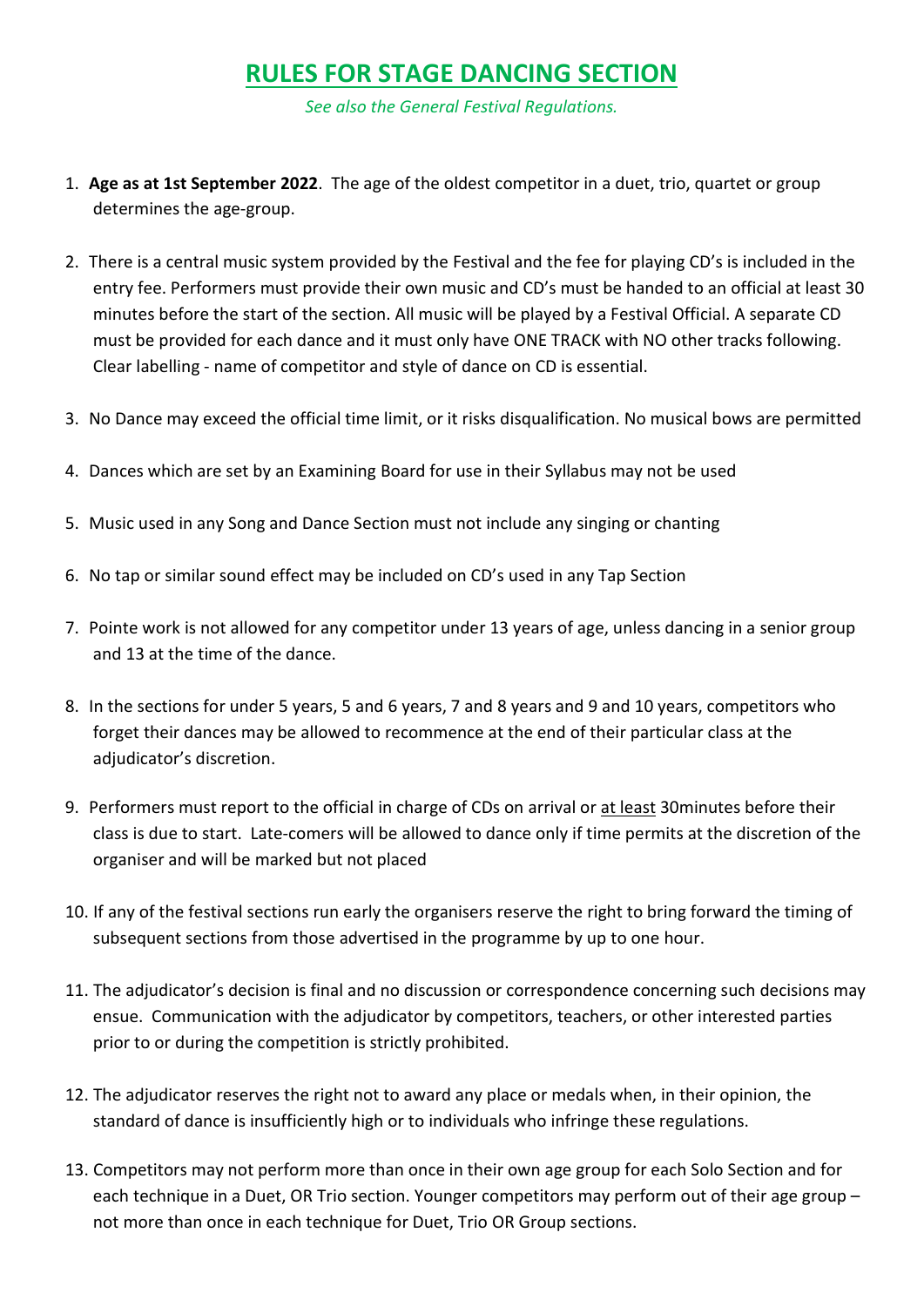# RULES FOR STAGE DANCING SECTION

*See also the General Festival Regulations.*

1. **Age as at 1st September 2022**. The age of the oldest competitor in a duet, trio, quartet or group determines the age-group.

2. There is a central music system provided by the Festival and the fee for playing CD's is included in the entry fee. Performers must provide their own music and CD's must be handed to an official at least 30 minutes before the start of the section. All music will be played by a Festival Official. A separate CD must be provided for each dance and it must only have ONE TRACK with NO other tracks following. Clear labelling - name of competitor and style of dance on CD is essential.

3. No Dance may exceed the official time limit, or it risks disqualification. No musical bows are permitted

4. Dances which are set by an Examining Board for use in their Syllabus may not be used

5. Music used in any Song and Dance Section must not include any singing or chanting

6. No tap or similar sound effect may be included on CD's used in any Tap Section

7. Pointe work is not allowed for any competitor under 13 years of age, unless dancing in a senior group and 13 at the time of the dance.

8. In the sections for under 5 years, 5 and 6 years, 7 and 8 years and 9 and 10 years, competitors who forget their dances may be allowed to recommence at the end of their particular class at the adjudicator's discretion.

9. Performers must report to the official in charge of CDs on arrival or <u>at least</u> 30minutes before their class is due to start. Late-comers will be allowed to dance only if time permits at the discretion of the organiser and will be marked but not placed

10. If any of the festival sections run early the organisers reserve the right to bring forward the timing of subsequent sections from those advertised in the programme by up to one hour.

11. The adjudicator's decision is final and no discussion or correspondence concerning such decisions may ensue. Communication with the adjudicator by competitors, teachers, or other interested parties prior to or during the competition is strictly prohibited.

12. The adjudicator reserves the right not to award any place or medals when, in their opinion, the standard of dance is insufficiently high or to individuals who infringe these regulations.

13. Competitors may not perform more than once in their own age group for each Solo Section and for each technique in a Duet, OR Trio section. Younger competitors may perform out of their age group – not more than once in each technique for Duet, Trio OR Group sections.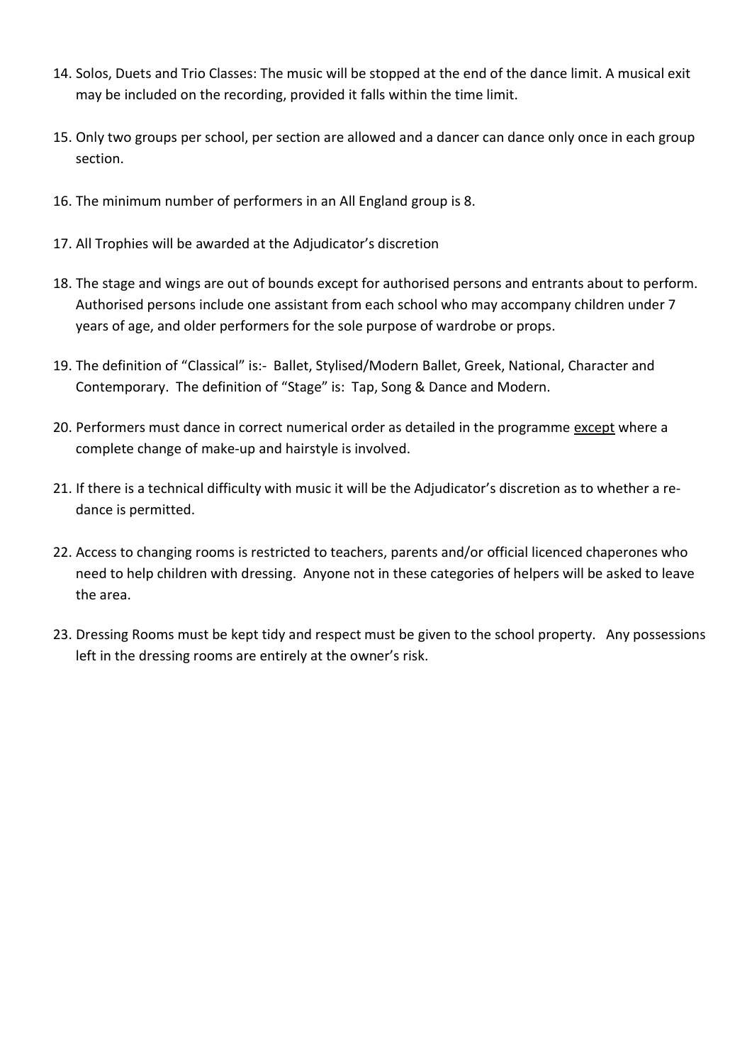14. Solos, Duets and Trio Classes: The music will be stopped at the end of the dance limit. A musical exit may be included on the recording, provided it falls within the time limit.

15. Only two groups per school, per section are allowed and a dancer can dance only once in each group section.

16. The minimum number of performers in an All England group is 8.

17. All Trophies will be awarded at the Adjudicator's discretion

18. The stage and wings are out of bounds except for authorised persons and entrants about to perform. Authorised persons include one assistant from each school who may accompany children under 7 years of age, and older performers for the sole purpose of wardrobe or props.

19. The definition of "Classical" is:- Ballet, Stylised/Modern Ballet, Greek, National, Character and Contemporary. The definition of "Stage" is: Tap, Song & Dance and Modern.

20. Performers must dance in correct numerical order as detailed in the programme <u>except</u> where a complete change of make-up and hairstyle is involved.

21. If there is a technical difficulty with music it will be the Adjudicator's discretion as to whether a re-dance is permitted.

22. Access to changing rooms is restricted to teachers, parents and/or official licenced chaperones who need to help children with dressing. Anyone not in these categories of helpers will be asked to leave the area.

23. Dressing Rooms must be kept tidy and respect must be given to the school property. Any possessions left in the dressing rooms are entirely at the owner's risk.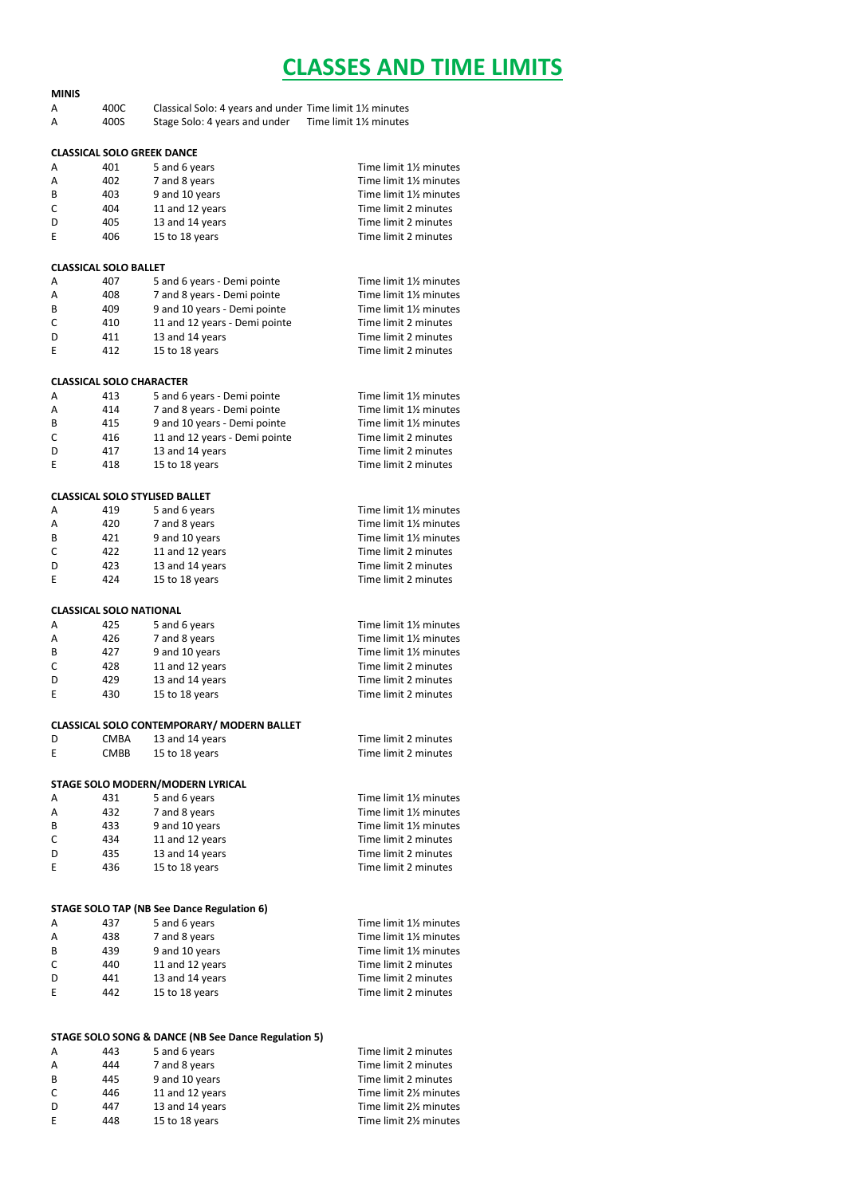# CLASSES AND TIME LIMITS

**MINIS**

| | | | |
|---|---|---|---|
| A | 400C | Classical Solo: 4 years and under | Time limit 1½ minutes |
| A | 400S | Stage Solo: 4 years and under | Time limit 1½ minutes |

**CLASSICAL SOLO GREEK DANCE**

| | | | |
|---|---|---|---|
| A | 401 | 5 and 6 years | Time limit 1½ minutes |
| A | 402 | 7 and 8 years | Time limit 1½ minutes |
| B | 403 | 9 and 10 years | Time limit 1½ minutes |
| C | 404 | 11 and 12 years | Time limit 2 minutes |
| D | 405 | 13 and 14 years | Time limit 2 minutes |
| E | 406 | 15 to 18 years | Time limit 2 minutes |

**CLASSICAL SOLO BALLET**

| | | | |
|---|---|---|---|
| A | 407 | 5 and 6 years - Demi pointe | Time limit 1½ minutes |
| A | 408 | 7 and 8 years - Demi pointe | Time limit 1½ minutes |
| B | 409 | 9 and 10 years - Demi pointe | Time limit 1½ minutes |
| C | 410 | 11 and 12 years - Demi pointe | Time limit 2 minutes |
| D | 411 | 13 and 14 years | Time limit 2 minutes |
| E | 412 | 15 to 18 years | Time limit 2 minutes |

**CLASSICAL SOLO CHARACTER**

| | | | |
|---|---|---|---|
| A | 413 | 5 and 6 years - Demi pointe | Time limit 1½ minutes |
| A | 414 | 7 and 8 years - Demi pointe | Time limit 1½ minutes |
| B | 415 | 9 and 10 years - Demi pointe | Time limit 1½ minutes |
| C | 416 | 11 and 12 years - Demi pointe | Time limit 2 minutes |
| D | 417 | 13 and 14 years | Time limit 2 minutes |
| E | 418 | 15 to 18 years | Time limit 2 minutes |

**CLASSICAL SOLO STYLISED BALLET**

| | | | |
|---|---|---|---|
| A | 419 | 5 and 6 years | Time limit 1½ minutes |
| A | 420 | 7 and 8 years | Time limit 1½ minutes |
| B | 421 | 9 and 10 years | Time limit 1½ minutes |
| C | 422 | 11 and 12 years | Time limit 2 minutes |
| D | 423 | 13 and 14 years | Time limit 2 minutes |
| E | 424 | 15 to 18 years | Time limit 2 minutes |

**CLASSICAL SOLO NATIONAL**

| | | | |
|---|---|---|---|
| A | 425 | 5 and 6 years | Time limit 1½ minutes |
| A | 426 | 7 and 8 years | Time limit 1½ minutes |
| B | 427 | 9 and 10 years | Time limit 1½ minutes |
| C | 428 | 11 and 12 years | Time limit 2 minutes |
| D | 429 | 13 and 14 years | Time limit 2 minutes |
| E | 430 | 15 to 18 years | Time limit 2 minutes |

**CLASSICAL SOLO CONTEMPORARY/ MODERN BALLET**

| | | | |
|---|---|---|---|
| D | CMBA | 13 and 14 years | Time limit 2 minutes |
| E | CMBB | 15 to 18 years | Time limit 2 minutes |

**STAGE SOLO MODERN/MODERN LYRICAL**

| | | | |
|---|---|---|---|
| A | 431 | 5 and 6 years | Time limit 1½ minutes |
| A | 432 | 7 and 8 years | Time limit 1½ minutes |
| B | 433 | 9 and 10 years | Time limit 1½ minutes |
| C | 434 | 11 and 12 years | Time limit 2 minutes |
| D | 435 | 13 and 14 years | Time limit 2 minutes |
| E | 436 | 15 to 18 years | Time limit 2 minutes |

**STAGE SOLO TAP (NB See Dance Regulation 6)**

| | | | |
|---|---|---|---|
| A | 437 | 5 and 6 years | Time limit 1½ minutes |
| A | 438 | 7 and 8 years | Time limit 1½ minutes |
| B | 439 | 9 and 10 years | Time limit 1½ minutes |
| C | 440 | 11 and 12 years | Time limit 2 minutes |
| D | 441 | 13 and 14 years | Time limit 2 minutes |
| E | 442 | 15 to 18 years | Time limit 2 minutes |

**STAGE SOLO SONG & DANCE (NB See Dance Regulation 5)**

| | | | |
|---|---|---|---|
| A | 443 | 5 and 6 years | Time limit 2 minutes |
| A | 444 | 7 and 8 years | Time limit 2 minutes |
| B | 445 | 9 and 10 years | Time limit 2 minutes |
| C | 446 | 11 and 12 years | Time limit 2½ minutes |
| D | 447 | 13 and 14 years | Time limit 2½ minutes |
| E | 448 | 15 to 18 years | Time limit 2½ minutes |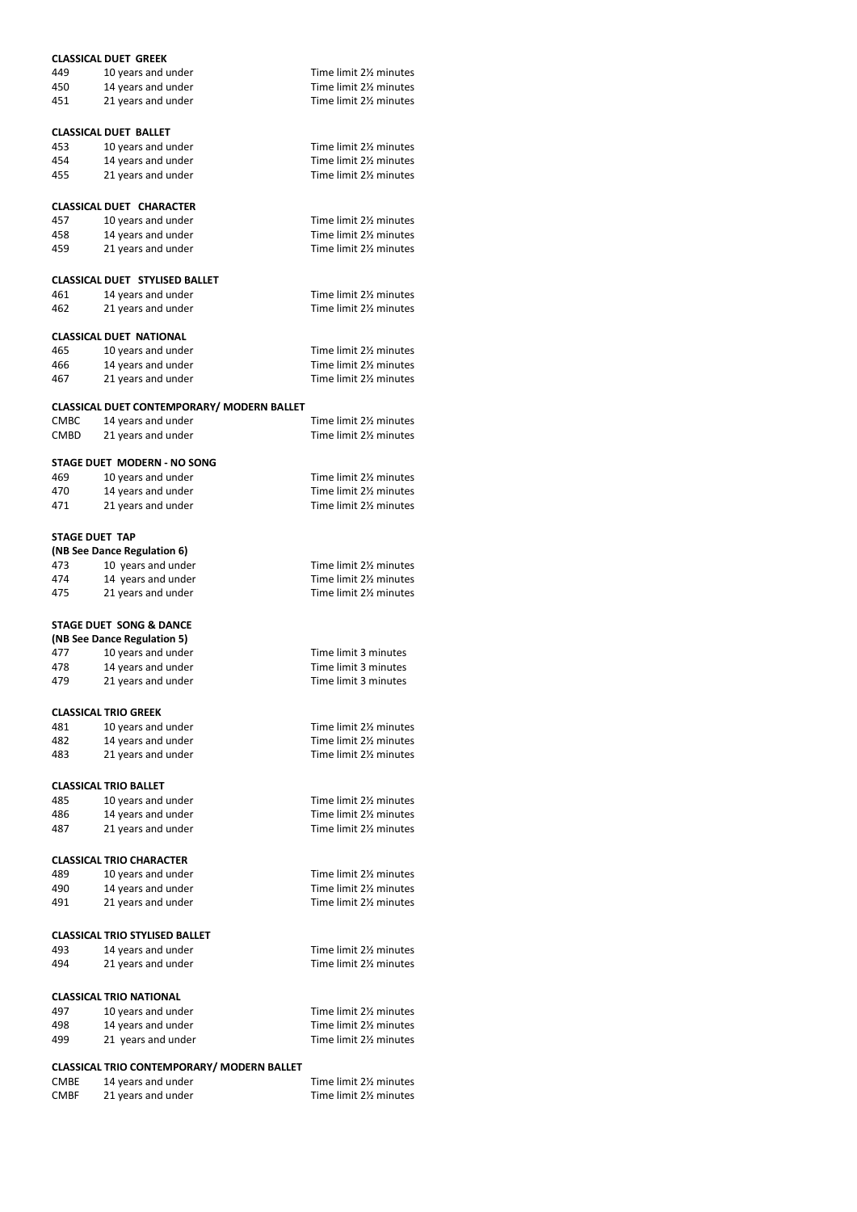**CLASSICAL DUET GREEK**

| | | |
|---|---|---|
| 449 | 10 years and under | Time limit 2½ minutes |
| 450 | 14 years and under | Time limit 2½ minutes |
| 451 | 21 years and under | Time limit 2½ minutes |

**CLASSICAL DUET BALLET**

| | | |
|---|---|---|
| 453 | 10 years and under | Time limit 2½ minutes |
| 454 | 14 years and under | Time limit 2½ minutes |
| 455 | 21 years and under | Time limit 2½ minutes |

**CLASSICAL DUET CHARACTER**

| | | |
|---|---|---|
| 457 | 10 years and under | Time limit 2½ minutes |
| 458 | 14 years and under | Time limit 2½ minutes |
| 459 | 21 years and under | Time limit 2½ minutes |

**CLASSICAL DUET STYLISED BALLET**

| | | |
|---|---|---|
| 461 | 14 years and under | Time limit 2½ minutes |
| 462 | 21 years and under | Time limit 2½ minutes |

**CLASSICAL DUET NATIONAL**

| | | |
|---|---|---|
| 465 | 10 years and under | Time limit 2½ minutes |
| 466 | 14 years and under | Time limit 2½ minutes |
| 467 | 21 years and under | Time limit 2½ minutes |

**CLASSICAL DUET CONTEMPORARY/ MODERN BALLET**

| | | |
|---|---|---|
| CMBC | 14 years and under | Time limit 2½ minutes |
| CMBD | 21 years and under | Time limit 2½ minutes |

**STAGE DUET MODERN - NO SONG**

| | | |
|---|---|---|
| 469 | 10 years and under | Time limit 2½ minutes |
| 470 | 14 years and under | Time limit 2½ minutes |
| 471 | 21 years and under | Time limit 2½ minutes |

**STAGE DUET TAP**
**(NB See Dance Regulation 6)**

| | | |
|---|---|---|
| 473 | 10 years and under | Time limit 2½ minutes |
| 474 | 14 years and under | Time limit 2½ minutes |
| 475 | 21 years and under | Time limit 2½ minutes |

**STAGE DUET SONG & DANCE**
**(NB See Dance Regulation 5)**

| | | |
|---|---|---|
| 477 | 10 years and under | Time limit 3 minutes |
| 478 | 14 years and under | Time limit 3 minutes |
| 479 | 21 years and under | Time limit 3 minutes |

**CLASSICAL TRIO GREEK**

| | | |
|---|---|---|
| 481 | 10 years and under | Time limit 2½ minutes |
| 482 | 14 years and under | Time limit 2½ minutes |
| 483 | 21 years and under | Time limit 2½ minutes |

**CLASSICAL TRIO BALLET**

| | | |
|---|---|---|
| 485 | 10 years and under | Time limit 2½ minutes |
| 486 | 14 years and under | Time limit 2½ minutes |
| 487 | 21 years and under | Time limit 2½ minutes |

**CLASSICAL TRIO CHARACTER**

| | | |
|---|---|---|
| 489 | 10 years and under | Time limit 2½ minutes |
| 490 | 14 years and under | Time limit 2½ minutes |
| 491 | 21 years and under | Time limit 2½ minutes |

**CLASSICAL TRIO STYLISED BALLET**

| | | |
|---|---|---|
| 493 | 14 years and under | Time limit 2½ minutes |
| 494 | 21 years and under | Time limit 2½ minutes |

**CLASSICAL TRIO NATIONAL**

| | | |
|---|---|---|
| 497 | 10 years and under | Time limit 2½ minutes |
| 498 | 14 years and under | Time limit 2½ minutes |
| 499 | 21 years and under | Time limit 2½ minutes |

**CLASSICAL TRIO CONTEMPORARY/ MODERN BALLET**

| | | |
|---|---|---|
| CMBE | 14 years and under | Time limit 2½ minutes |
| CMBF | 21 years and under | Time limit 2½ minutes |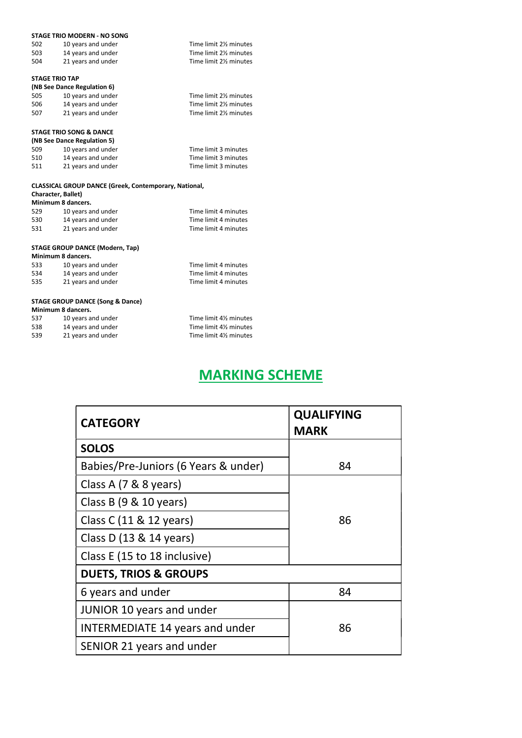**STAGE TRIO MODERN - NO SONG**

| | | |
|---|---|---|
| 502 | 10 years and under | Time limit 2½ minutes |
| 503 | 14 years and under | Time limit 2½ minutes |
| 504 | 21 years and under | Time limit 2½ minutes |

**STAGE TRIO TAP**
**(NB See Dance Regulation 6)**

| | | |
|---|---|---|
| 505 | 10 years and under | Time limit 2½ minutes |
| 506 | 14 years and under | Time limit 2½ minutes |
| 507 | 21 years and under | Time limit 2½ minutes |

**STAGE TRIO SONG & DANCE**
**(NB See Dance Regulation 5)**

| | | |
|---|---|---|
| 509 | 10 years and under | Time limit 3 minutes |
| 510 | 14 years and under | Time limit 3 minutes |
| 511 | 21 years and under | Time limit 3 minutes |

**CLASSICAL GROUP DANCE (Greek, Contemporary, National, Character, Ballet)**
**Minimum 8 dancers.**

| | | |
|---|---|---|
| 529 | 10 years and under | Time limit 4 minutes |
| 530 | 14 years and under | Time limit 4 minutes |
| 531 | 21 years and under | Time limit 4 minutes |

**STAGE GROUP DANCE (Modern, Tap)**
**Minimum 8 dancers.**

| | | |
|---|---|---|
| 533 | 10 years and under | Time limit 4 minutes |
| 534 | 14 years and under | Time limit 4 minutes |
| 535 | 21 years and under | Time limit 4 minutes |

**STAGE GROUP DANCE (Song & Dance)**
**Minimum 8 dancers.**

| | | |
|---|---|---|
| 537 | 10 years and under | Time limit 4½ minutes |
| 538 | 14 years and under | Time limit 4½ minutes |
| 539 | 21 years and under | Time limit 4½ minutes |

## MARKING SCHEME

| CATEGORY | QUALIFYING MARK |
|---|---|
| **SOLOS** | |
| Babies/Pre-Juniors (6 Years & under) | 84 |
| Class A (7 & 8 years) | 86 |
| Class B (9 & 10 years) | |
| Class C (11 & 12 years) | |
| Class D (13 & 14 years) | |
| Class E (15 to 18 inclusive) | |
| **DUETS, TRIOS & GROUPS** | |
| 6 years and under | 84 |
| JUNIOR 10 years and under | 86 |
| INTERMEDIATE 14 years and under | |
| SENIOR 21 years and under | |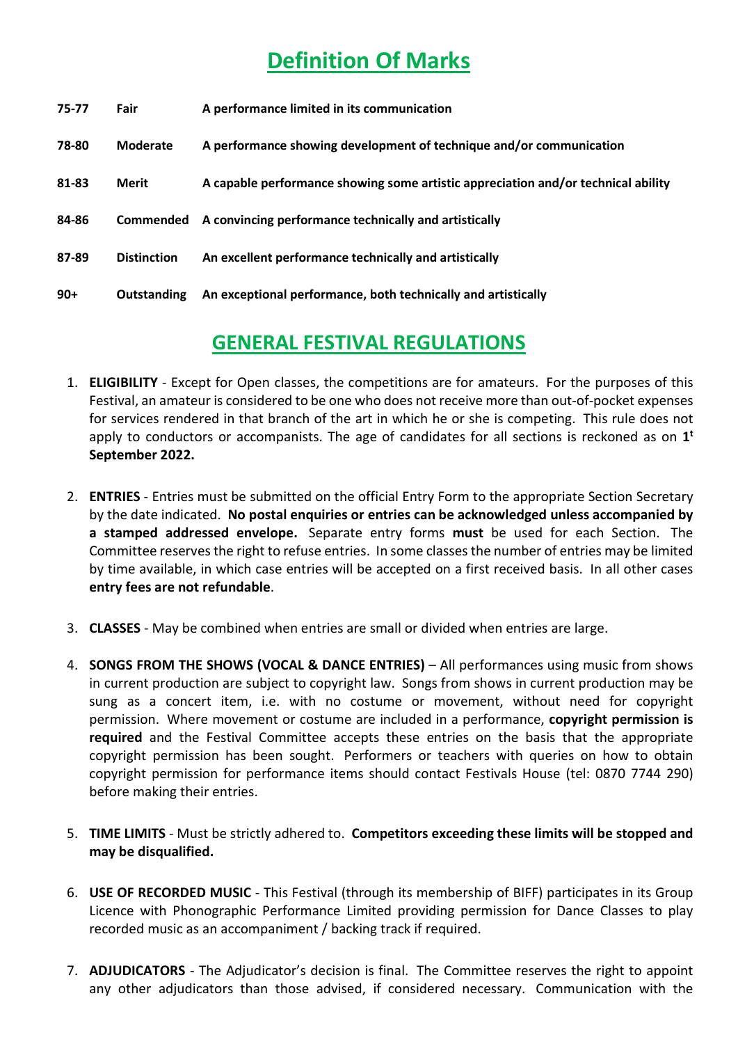# Definition Of Marks

| | | |
|---|---|---|
| **75-77** | **Fair** | **A performance limited in its communication** |
| **78-80** | **Moderate** | **A performance showing development of technique and/or communication** |
| **81-83** | **Merit** | **A capable performance showing some artistic appreciation and/or technical ability** |
| **84-86** | **Commended** | **A convincing performance technically and artistically** |
| **87-89** | **Distinction** | **An excellent performance technically and artistically** |
| **90+** | **Outstanding** | **An exceptional performance, both technically and artistically** |

# GENERAL FESTIVAL REGULATIONS

1. **ELIGIBILITY** - Except for Open classes, the competitions are for amateurs. For the purposes of this Festival, an amateur is considered to be one who does not receive more than out-of-pocket expenses for services rendered in that branch of the art in which he or she is competing. This rule does not apply to conductors or accompanists. The age of candidates for all sections is reckoned as on **1t September 2022.**

2. **ENTRIES** - Entries must be submitted on the official Entry Form to the appropriate Section Secretary by the date indicated. **No postal enquiries or entries can be acknowledged unless accompanied by a stamped addressed envelope.** Separate entry forms **must** be used for each Section. The Committee reserves the right to refuse entries. In some classes the number of entries may be limited by time available, in which case entries will be accepted on a first received basis. In all other cases **entry fees are not refundable**.

3. **CLASSES** - May be combined when entries are small or divided when entries are large.

4. **SONGS FROM THE SHOWS (VOCAL & DANCE ENTRIES)** – All performances using music from shows in current production are subject to copyright law. Songs from shows in current production may be sung as a concert item, i.e. with no costume or movement, without need for copyright permission. Where movement or costume are included in a performance, **copyright permission is required** and the Festival Committee accepts these entries on the basis that the appropriate copyright permission has been sought. Performers or teachers with queries on how to obtain copyright permission for performance items should contact Festivals House (tel: 0870 7744 290) before making their entries.

5. **TIME LIMITS** - Must be strictly adhered to. **Competitors exceeding these limits will be stopped and may be disqualified.**

6. **USE OF RECORDED MUSIC** - This Festival (through its membership of BIFF) participates in its Group Licence with Phonographic Performance Limited providing permission for Dance Classes to play recorded music as an accompaniment / backing track if required.

7. **ADJUDICATORS** - The Adjudicator's decision is final. The Committee reserves the right to appoint any other adjudicators than those advised, if considered necessary. Communication with the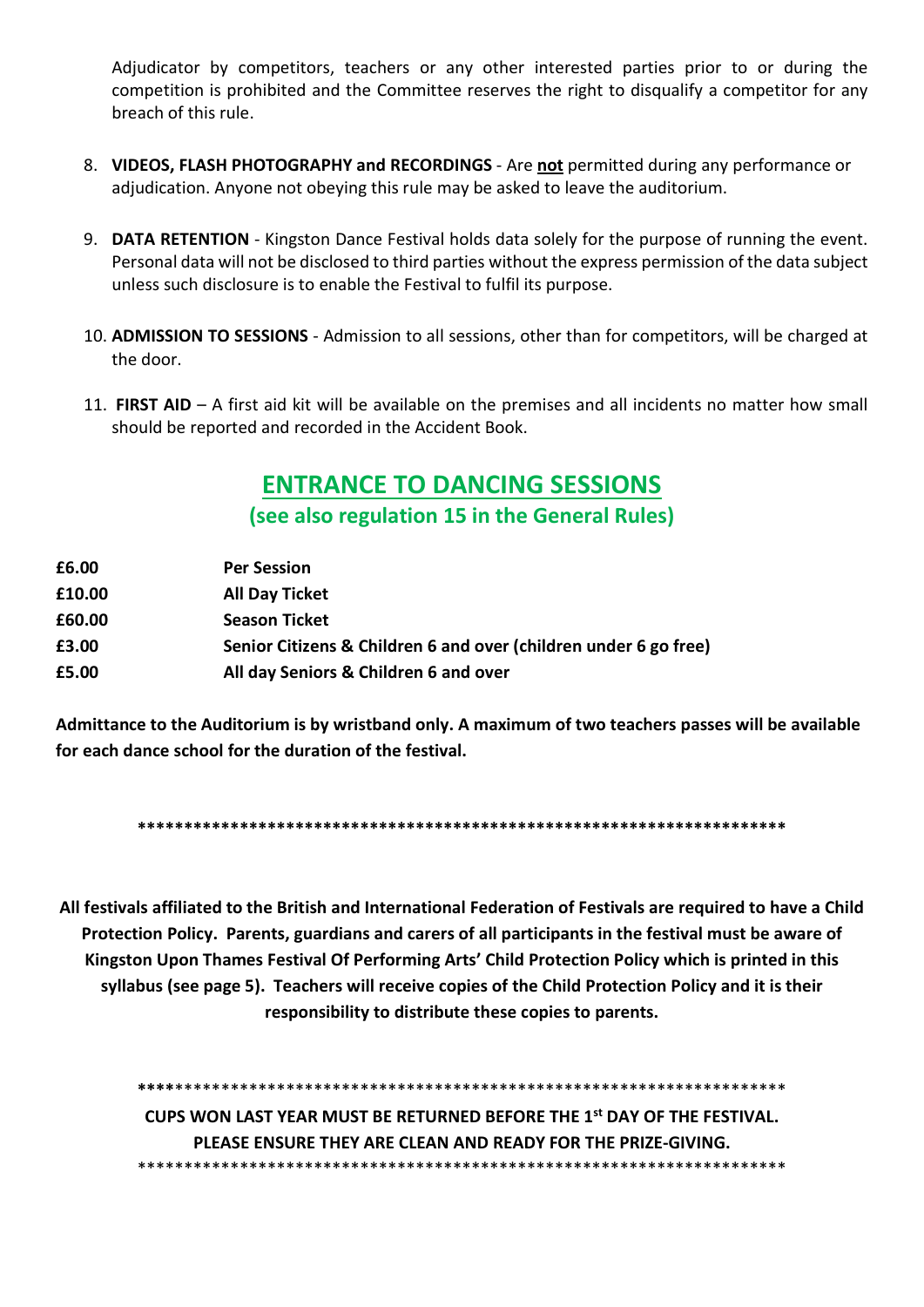Adjudicator by competitors, teachers or any other interested parties prior to or during the competition is prohibited and the Committee reserves the right to disqualify a competitor for any breach of this rule.

8. **VIDEOS, FLASH PHOTOGRAPHY and RECORDINGS** - Are **not** permitted during any performance or adjudication. Anyone not obeying this rule may be asked to leave the auditorium.

9. **DATA RETENTION** - Kingston Dance Festival holds data solely for the purpose of running the event. Personal data will not be disclosed to third parties without the express permission of the data subject unless such disclosure is to enable the Festival to fulfil its purpose.

10. **ADMISSION TO SESSIONS** - Admission to all sessions, other than for competitors, will be charged at the door.

11. **FIRST AID** – A first aid kit will be available on the premises and all incidents no matter how small should be reported and recorded in the Accident Book.

## ENTRANCE TO DANCING SESSIONS

### (see also regulation 15 in the General Rules)

| | |
|---|---|
| **£6.00** | **Per Session** |
| **£10.00** | **All Day Ticket** |
| **£60.00** | **Season Ticket** |
| **£3.00** | **Senior Citizens & Children 6 and over (children under 6 go free)** |
| **£5.00** | **All day Seniors & Children 6 and over** |

**Admittance to the Auditorium is by wristband only. A maximum of two teachers passes will be available for each dance school for the duration of the festival.**

************************************************************************

**All festivals affiliated to the British and International Federation of Festivals are required to have a Child Protection Policy. Parents, guardians and carers of all participants in the festival must be aware of Kingston Upon Thames Festival Of Performing Arts' Child Protection Policy which is printed in this syllabus (see page 5). Teachers will receive copies of the Child Protection Policy and it is their responsibility to distribute these copies to parents.**

************************************************************************

**CUPS WON LAST YEAR MUST BE RETURNED BEFORE THE 1st DAY OF THE FESTIVAL. PLEASE ENSURE THEY ARE CLEAN AND READY FOR THE PRIZE-GIVING.**

************************************************************************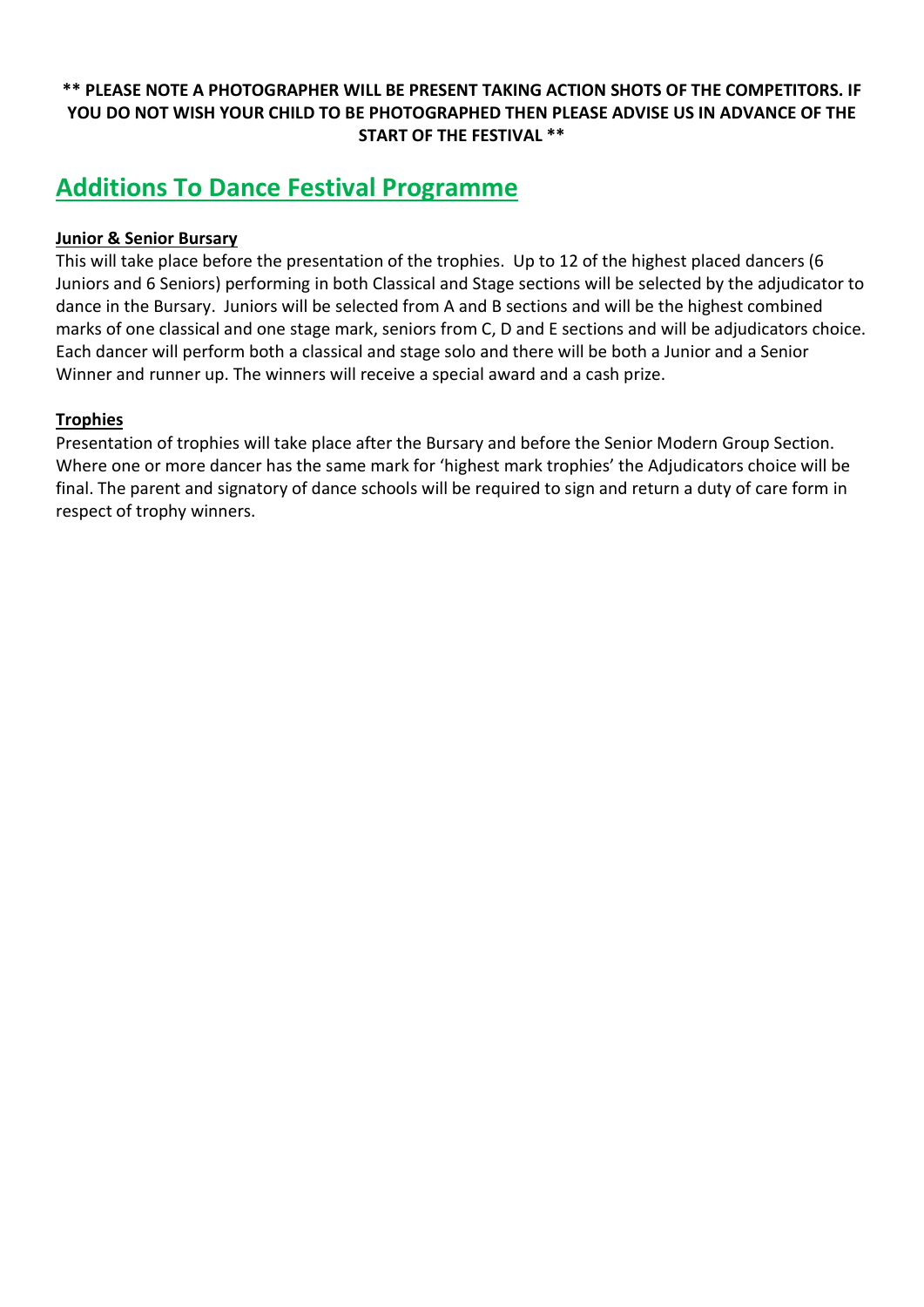**\*\* PLEASE NOTE A PHOTOGRAPHER WILL BE PRESENT TAKING ACTION SHOTS OF THE COMPETITORS. IF YOU DO NOT WISH YOUR CHILD TO BE PHOTOGRAPHED THEN PLEASE ADVISE US IN ADVANCE OF THE START OF THE FESTIVAL \*\***

# Additions To Dance Festival Programme

### Junior & Senior Bursary

This will take place before the presentation of the trophies. Up to 12 of the highest placed dancers (6 Juniors and 6 Seniors) performing in both Classical and Stage sections will be selected by the adjudicator to dance in the Bursary. Juniors will be selected from A and B sections and will be the highest combined marks of one classical and one stage mark, seniors from C, D and E sections and will be adjudicators choice. Each dancer will perform both a classical and stage solo and there will be both a Junior and a Senior Winner and runner up. The winners will receive a special award and a cash prize.

### Trophies

Presentation of trophies will take place after the Bursary and before the Senior Modern Group Section. Where one or more dancer has the same mark for 'highest mark trophies' the Adjudicators choice will be final. The parent and signatory of dance schools will be required to sign and return a duty of care form in respect of trophy winners.